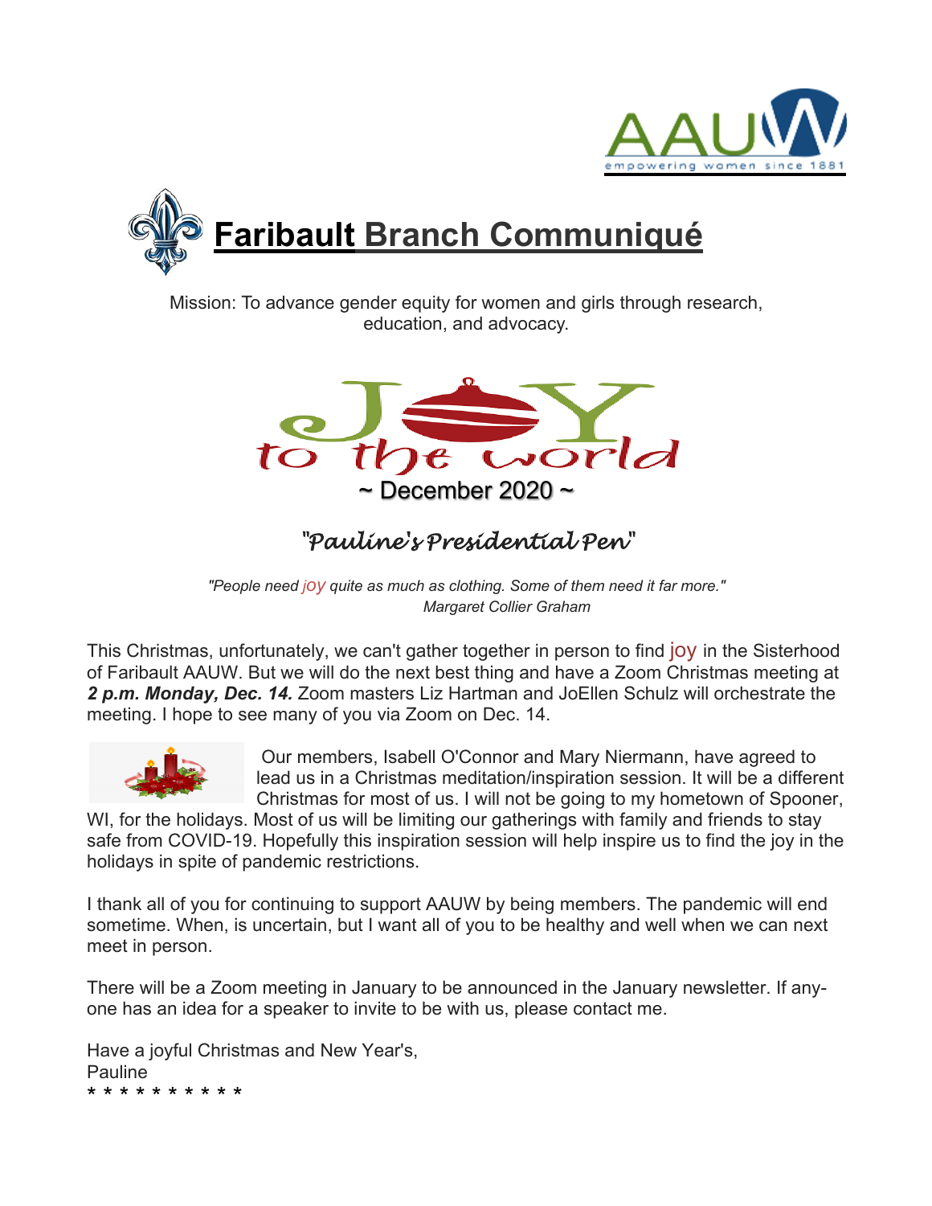# Faribault Branch Communiqué

Mission: To advance gender equity for women and girls through research, education, and advocacy.

JOY to the world

~ December 2020 ~

## "Pauline's Presidential Pen"

*"People need joy quite as much as clothing. Some of them need it far more."*
*Margaret Collier Graham*

This Christmas, unfortunately, we can't gather together in person to find joy in the Sisterhood of Faribault AAUW. But we will do the next best thing and have a Zoom Christmas meeting at ***2 p.m. Monday, Dec. 14.*** Zoom masters Liz Hartman and JoEllen Schulz will orchestrate the meeting. I hope to see many of you via Zoom on Dec. 14.

Our members, Isabell O'Connor and Mary Niermann, have agreed to lead us in a Christmas meditation/inspiration session. It will be a different Christmas for most of us. I will not be going to my hometown of Spooner, WI, for the holidays. Most of us will be limiting our gatherings with family and friends to stay safe from COVID-19. Hopefully this inspiration session will help inspire us to find the joy in the holidays in spite of pandemic restrictions.

I thank all of you for continuing to support AAUW by being members. The pandemic will end sometime. When, is uncertain, but I want all of you to be healthy and well when we can next meet in person.

There will be a Zoom meeting in January to be announced in the January newsletter. If any-one has an idea for a speaker to invite to be with us, please contact me.

Have a joyful Christmas and New Year's,
Pauline
* * * * * * * * * *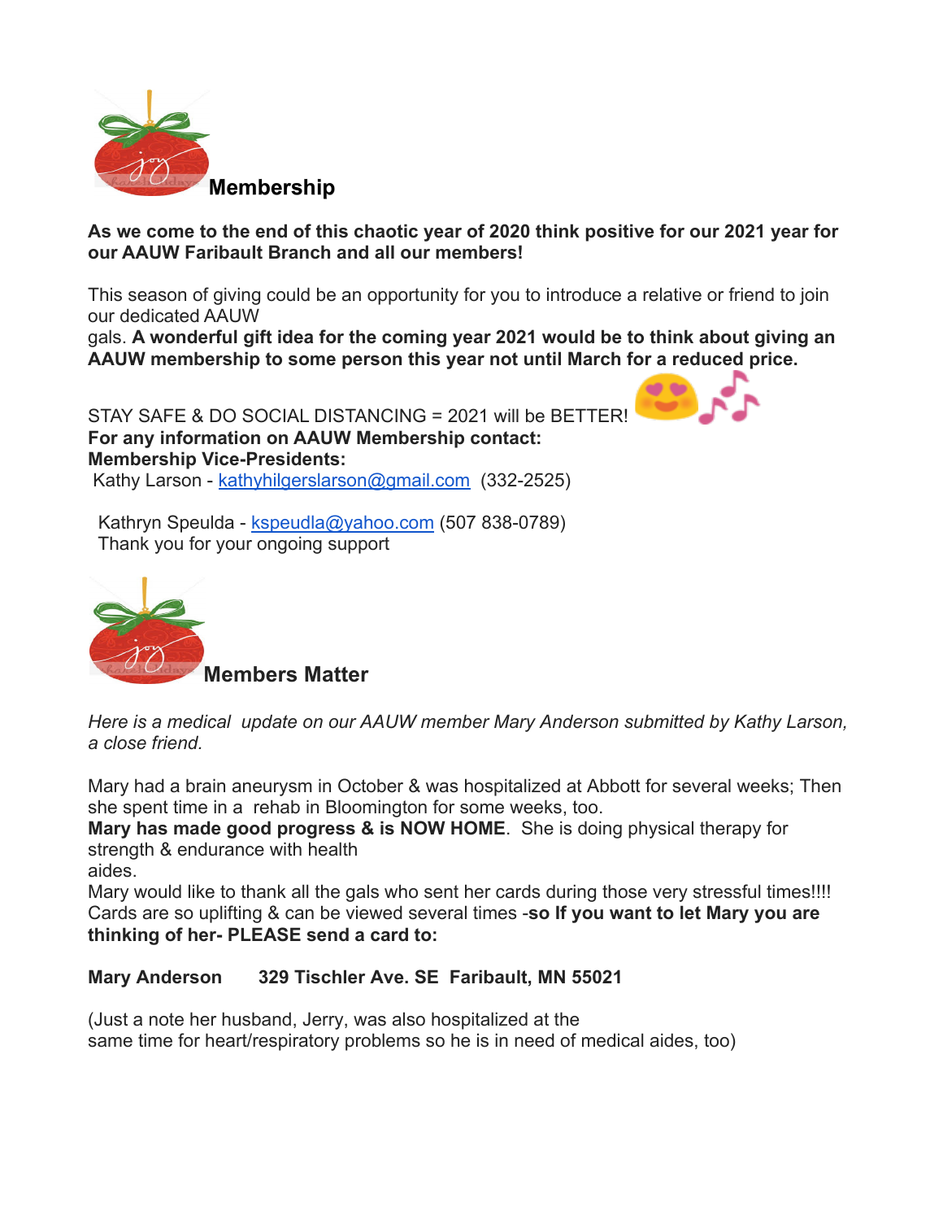## Membership

**As we come to the end of this chaotic year of 2020 think positive for our 2021 year for our AAUW Faribault Branch and all our members!**

This season of giving could be an opportunity for you to introduce a relative or friend to join our dedicated AAUW gals. **A wonderful gift idea for the coming year 2021 would be to think about giving an AAUW membership to some person this year not until March for a reduced price.**

STAY SAFE & DO SOCIAL DISTANCING = 2021 will be BETTER!
**For any information on AAUW Membership contact:**
**Membership Vice-Presidents:**
Kathy Larson - kathyhilgerslarson@gmail.com (332-2525)

Kathryn Speulda - kspeudla@yahoo.com (507 838-0789)
Thank you for your ongoing support

## Members Matter

*Here is a medical update on our AAUW member Mary Anderson submitted by Kathy Larson, a close friend.*

Mary had a brain aneurysm in October & was hospitalized at Abbott for several weeks; Then she spent time in a rehab in Bloomington for some weeks, too.
**Mary has made good progress & is NOW HOME**. She is doing physical therapy for strength & endurance with health aides.
Mary would like to thank all the gals who sent her cards during those very stressful times!!!! Cards are so uplifting & can be viewed several times -**so If you want to let Mary you are thinking of her- PLEASE send a card to:**

**Mary Anderson 329 Tischler Ave. SE Faribault, MN 55021**

(Just a note her husband, Jerry, was also hospitalized at the same time for heart/respiratory problems so he is in need of medical aides, too)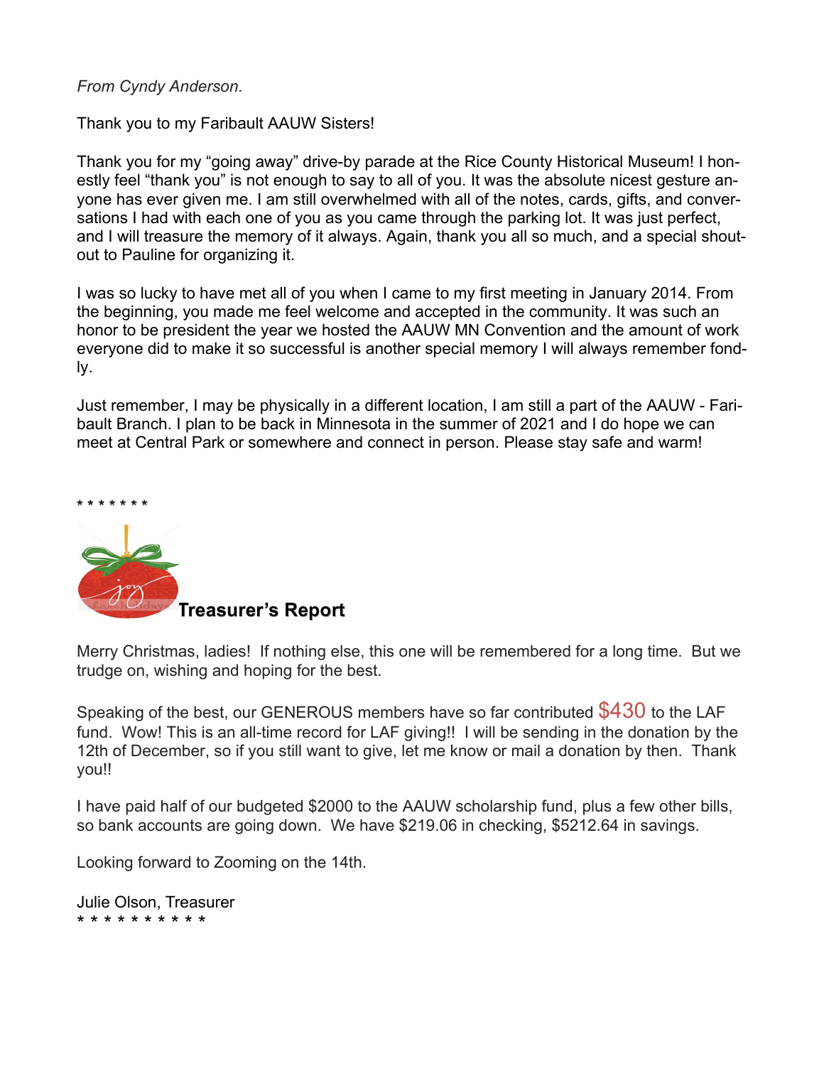*From Cyndy Anderson.*

Thank you to my Faribault AAUW Sisters!

Thank you for my “going away” drive-by parade at the Rice County Historical Museum! I honestly feel “thank you” is not enough to say to all of you. It was the absolute nicest gesture anyone has ever given me. I am still overwhelmed with all of the notes, cards, gifts, and conversations I had with each one of you as you came through the parking lot. It was just perfect, and I will treasure the memory of it always. Again, thank you all so much, and a special shout-out to Pauline for organizing it.

I was so lucky to have met all of you when I came to my first meeting in January 2014. From the beginning, you made me feel welcome and accepted in the community. It was such an honor to be president the year we hosted the AAUW MN Convention and the amount of work everyone did to make it so successful is another special memory I will always remember fondly.

Just remember, I may be physically in a different location, I am still a part of the AAUW - Faribault Branch. I plan to be back in Minnesota in the summer of 2021 and I do hope we can meet at Central Park or somewhere and connect in person. Please stay safe and warm!

\* \* \* \* \* \* \*

## Treasurer’s Report

Merry Christmas, ladies! If nothing else, this one will be remembered for a long time. But we trudge on, wishing and hoping for the best.

Speaking of the best, our GENEROUS members have so far contributed $430 to the LAF fund. Wow! This is an all-time record for LAF giving!! I will be sending in the donation by the 12th of December, so if you still want to give, let me know or mail a donation by then. Thank you!!

I have paid half of our budgeted $2000 to the AAUW scholarship fund, plus a few other bills, so bank accounts are going down. We have $219.06 in checking, $5212.64 in savings.

Looking forward to Zooming on the 14th.

Julie Olson, Treasurer

\* \* \* \* \* \* \* \* \* \*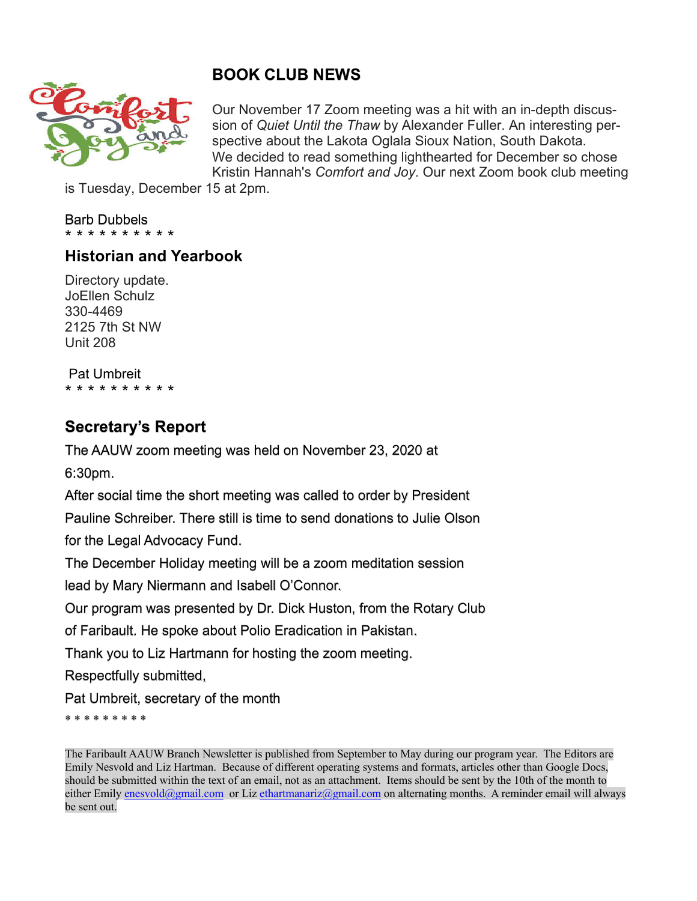## BOOK CLUB NEWS

Our November 17 Zoom meeting was a hit with an in-depth discussion of *Quiet Until the Thaw* by Alexander Fuller. An interesting perspective about the Lakota Oglala Sioux Nation, South Dakota.
We decided to read something lighthearted for December so chose Kristin Hannah's *Comfort and Joy*. Our next Zoom book club meeting is Tuesday, December 15 at 2pm.

Barb Dubbels
* * * * * * * * * *

## Historian and Yearbook

Directory update.
JoEllen Schulz
330-4469
2125 7th St NW
Unit 208

Pat Umbreit
* * * * * * * * * *

## Secretary's Report

The AAUW zoom meeting was held on November 23, 2020 at 6:30pm.

After social time the short meeting was called to order by President Pauline Schreiber. There still is time to send donations to Julie Olson for the Legal Advocacy Fund.

The December Holiday meeting will be a zoom meditation session lead by Mary Niermann and Isabell O'Connor.

Our program was presented by Dr. Dick Huston, from the Rotary Club of Faribault. He spoke about Polio Eradication in Pakistan.

Thank you to Liz Hartmann for hosting the zoom meeting.

Respectfully submitted,

Pat Umbreit, secretary of the month

* * * * * * * * *

The Faribault AAUW Branch Newsletter is published from September to May during our program year. The Editors are Emily Nesvold and Liz Hartman. Because of different operating systems and formats, articles other than Google Docs, should be submitted within the text of an email, not as an attachment. Items should be sent by the 10th of the month to either Emily enesvold@gmail.com or Liz ethartmanariz@gmail.com on alternating months. A reminder email will always be sent out.